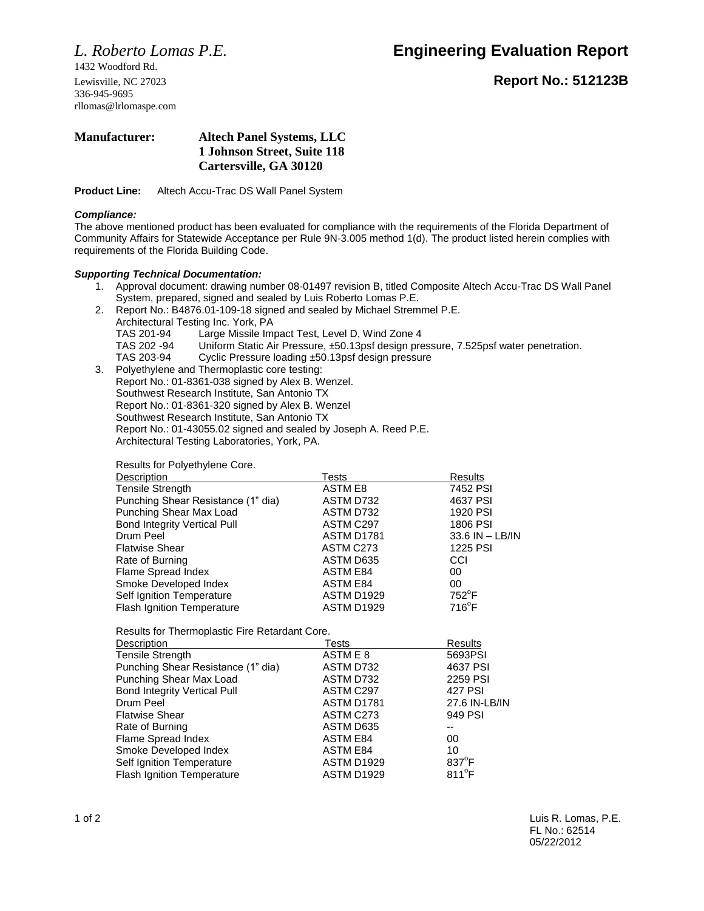*L. Roberto Lomas P.E.*
1432 Woodford Rd.
Lewisville, NC 27023
336-945-9695
rllomas@lrlomaspe.com

# Engineering Evaluation Report

## Report No.: 512123B

**Manufacturer:** **Altech Panel Systems, LLC**
**1 Johnson Street, Suite 118**
**Cartersville, GA 30120**

**Product Line:** Altech Accu-Trac DS Wall Panel System

***Compliance:***

The above mentioned product has been evaluated for compliance with the requirements of the Florida Department of Community Affairs for Statewide Acceptance per Rule 9N-3.005 method 1(d). The product listed herein complies with requirements of the Florida Building Code.

***Supporting Technical Documentation:***

1. Approval document: drawing number 08-01497 revision B, titled Composite Altech Accu-Trac DS Wall Panel System, prepared, signed and sealed by Luis Roberto Lomas P.E.
2. Report No.: B4876.01-109-18 signed and sealed by Michael Stremmel P.E.
   Architectural Testing Inc. York, PA
   TAS 201-94 Large Missile Impact Test, Level D, Wind Zone 4
   TAS 202 -94 Uniform Static Air Pressure, ±50.13psf design pressure, 7.525psf water penetration.
   TAS 203-94 Cyclic Pressure loading ±50.13psf design pressure
3. Polyethylene and Thermoplastic core testing:
   Report No.: 01-8361-038 signed by Alex B. Wenzel.
   Southwest Research Institute, San Antonio TX
   Report No.: 01-8361-320 signed by Alex B. Wenzel
   Southwest Research Institute, San Antonio TX
   Report No.: 01-43055.02 signed and sealed by Joseph A. Reed P.E.
   Architectural Testing Laboratories, York, PA.

Results for Polyethylene Core.

| Description | Tests | Results |
|---|---|---|
| Tensile Strength | ASTM E8 | 7452 PSI |
| Punching Shear Resistance (1" dia) | ASTM D732 | 4637 PSI |
| Punching Shear Max Load | ASTM D732 | 1920 PSI |
| Bond Integrity Vertical Pull | ASTM C297 | 1806 PSI |
| Drum Peel | ASTM D1781 | 33.6 IN – LB/IN |
| Flatwise Shear | ASTM C273 | 1225 PSI |
| Rate of Burning | ASTM D635 | CCI |
| Flame Spread Index | ASTM E84 | 00 |
| Smoke Developed Index | ASTM E84 | 00 |
| Self Ignition Temperature | ASTM D1929 | 752°F |
| Flash Ignition Temperature | ASTM D1929 | 716°F |

Results for Thermoplastic Fire Retardant Core.

| Description | Tests | Results |
|---|---|---|
| Tensile Strength | ASTM E 8 | 5693PSI |
| Punching Shear Resistance (1" dia) | ASTM D732 | 4637 PSI |
| Punching Shear Max Load | ASTM D732 | 2259 PSI |
| Bond Integrity Vertical Pull | ASTM C297 | 427 PSI |
| Drum Peel | ASTM D1781 | 27.6 IN-LB/IN |
| Flatwise Shear | ASTM C273 | 949 PSI |
| Rate of Burning | ASTM D635 | -- |
| Flame Spread Index | ASTM E84 | 00 |
| Smoke Developed Index | ASTM E84 | 10 |
| Self Ignition Temperature | ASTM D1929 | 837°F |
| Flash Ignition Temperature | ASTM D1929 | 811°F |

Luis R. Lomas, P.E.
FL No.: 62514
05/22/2012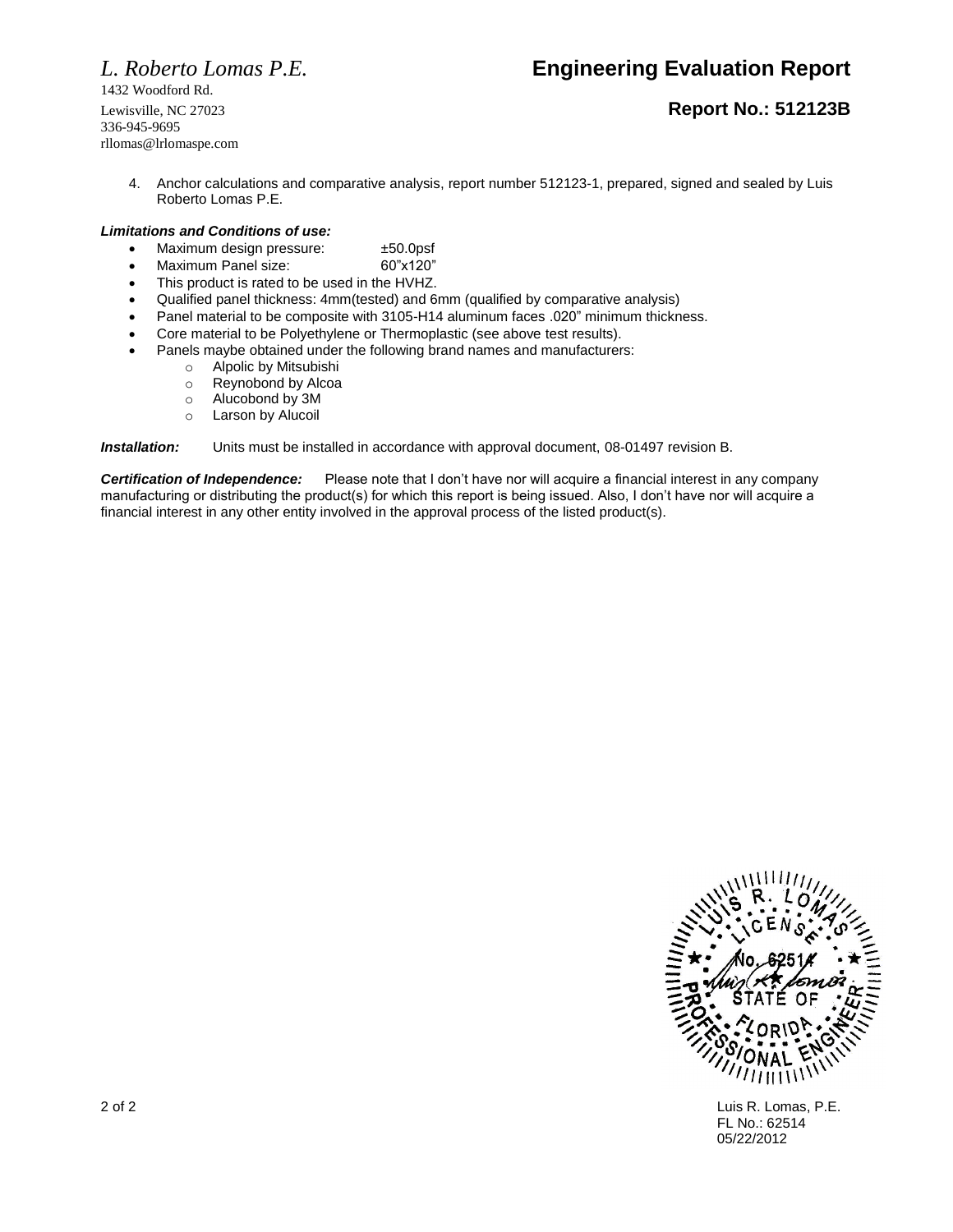*L. Roberto Lomas P.E.*
1432 Woodford Rd.
Lewisville, NC 27023
336-945-9695
rllomas@lrlomaspe.com

# Engineering Evaluation Report

## Report No.: 512123B

4. Anchor calculations and comparative analysis, report number 512123-1, prepared, signed and sealed by Luis Roberto Lomas P.E.

***Limitations and Conditions of use:***

- Maximum design pressure: ±50.0psf
- Maximum Panel size: 60"x120"
- This product is rated to be used in the HVHZ.
- Qualified panel thickness: 4mm(tested) and 6mm (qualified by comparative analysis)
- Panel material to be composite with 3105-H14 aluminum faces .020" minimum thickness.
- Core material to be Polyethylene or Thermoplastic (see above test results).
- Panels maybe obtained under the following brand names and manufacturers:
  - Alpolic by Mitsubishi
  - Reynobond by Alcoa
  - Alucobond by 3M
  - Larson by Alucoil

***Installation:*** Units must be installed in accordance with approval document, 08-01497 revision B.

***Certification of Independence:*** Please note that I don't have nor will acquire a financial interest in any company manufacturing or distributing the product(s) for which this report is being issued. Also, I don't have nor will acquire a financial interest in any other entity involved in the approval process of the listed product(s).

LUIS R. LOMAS LICENSE No. 62514 STATE OF FLORIDA PROFESSIONAL ENGINEER

Luis R. Lomas, P.E.
FL No.: 62514
05/22/2012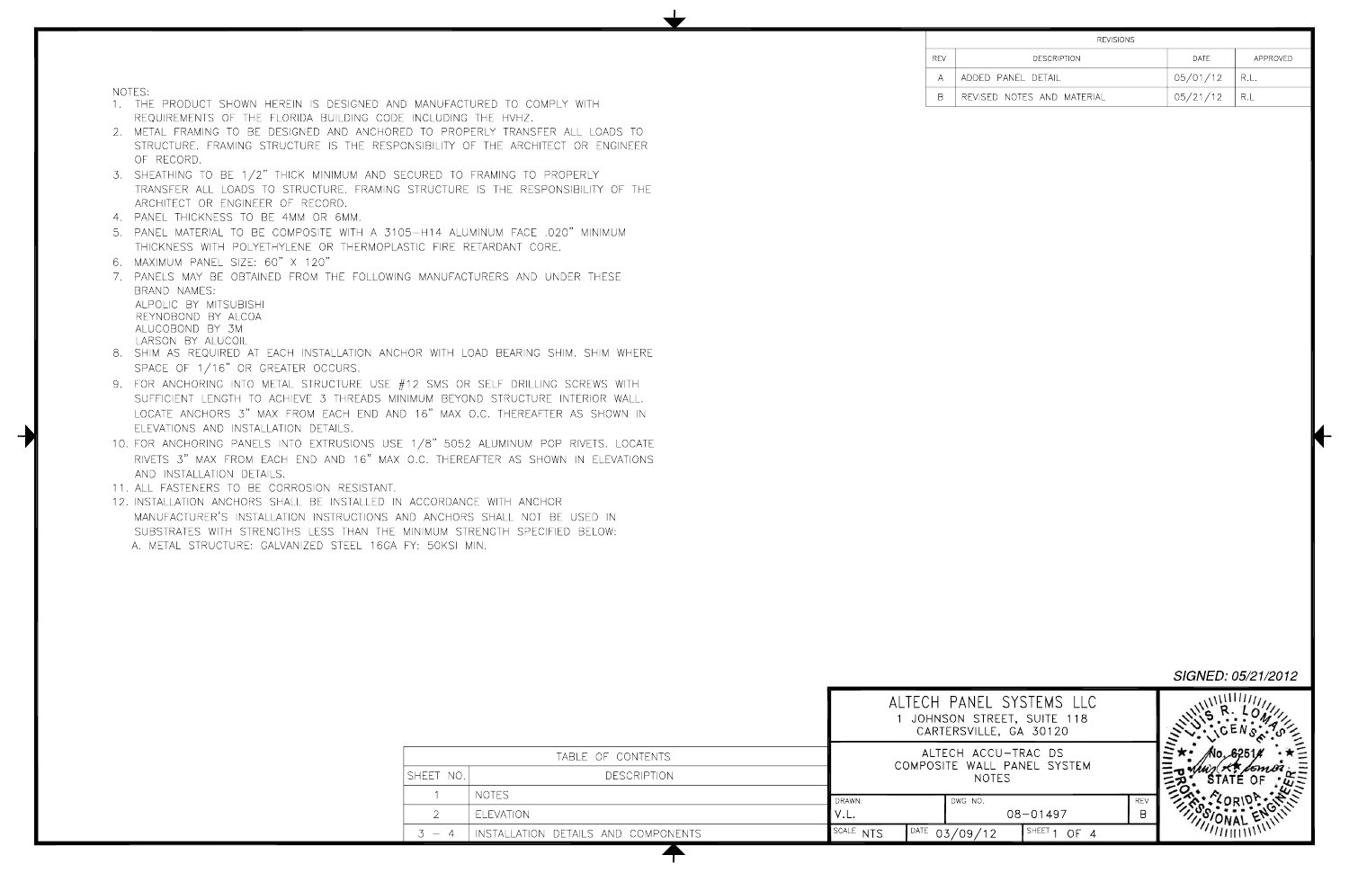| REVISIONS | | | |
|---|---|---|---|
| REV | DESCRIPTION | DATE | APPROVED |
| A | ADDED PANEL DETAIL | 05/01/12 | R.L. |
| B | REVISED NOTES AND MATERIAL | 05/21/12 | R.L. |

NOTES:

1. THE PRODUCT SHOWN HEREIN IS DESIGNED AND MANUFACTURED TO COMPLY WITH REQUIREMENTS OF THE FLORIDA BUILDING CODE INCLUDING THE HVHZ.
2. METAL FRAMING TO BE DESIGNED AND ANCHORED TO PROPERLY TRANSFER ALL LOADS TO STRUCTURE. FRAMING STRUCTURE IS THE RESPONSIBILITY OF THE ARCHITECT OR ENGINEER OF RECORD.
3. SHEATHING TO BE 1/2" THICK MINIMUM AND SECURED TO FRAMING TO PROPERLY TRANSFER ALL LOADS TO STRUCTURE. FRAMING STRUCTURE IS THE RESPONSIBILITY OF THE ARCHITECT OR ENGINEER OF RECORD.
4. PANEL THICKNESS TO BE 4MM OR 6MM.
5. PANEL MATERIAL TO BE COMPOSITE WITH A 3105-H14 ALUMINUM FACE .020" MINIMUM THICKNESS WITH POLYETHYLENE OR THERMOPLASTIC FIRE RETARDANT CORE.
6. MAXIMUM PANEL SIZE: 60" X 120"
7. PANELS MAY BE OBTAINED FROM THE FOLLOWING MANUFACTURERS AND UNDER THESE BRAND NAMES:
   ALPOLIC BY MITSUBISHI
   REYNOBOND BY ALCOA
   ALUCOBOND BY 3M
   LARSON BY ALUCOIL
8. SHIM AS REQUIRED AT EACH INSTALLATION ANCHOR WITH LOAD BEARING SHIM. SHIM WHERE SPACE OF 1/16" OR GREATER OCCURS.
9. FOR ANCHORING INTO METAL STRUCTURE USE #12 SMS OR SELF DRILLING SCREWS WITH SUFFICIENT LENGTH TO ACHIEVE 3 THREADS MINIMUM BEYOND STRUCTURE INTERIOR WALL. LOCATE ANCHORS 3" MAX FROM EACH END AND 16" MAX O.C. THEREAFTER AS SHOWN IN ELEVATIONS AND INSTALLATION DETAILS.
10. FOR ANCHORING PANELS INTO EXTRUSIONS USE 1/8" 5052 ALUMINUM POP RIVETS. LOCATE RIVETS 3" MAX FROM EACH END AND 16" MAX O.C. THEREAFTER AS SHOWN IN ELEVATIONS AND INSTALLATION DETAILS.
11. ALL FASTENERS TO BE CORROSION RESISTANT.
12. INSTALLATION ANCHORS SHALL BE INSTALLED IN ACCORDANCE WITH ANCHOR MANUFACTURER'S INSTALLATION INSTRUCTIONS AND ANCHORS SHALL NOT BE USED IN SUBSTRATES WITH STRENGTHS LESS THAN THE MINIMUM STRENGTH SPECIFIED BELOW:
    A. METAL STRUCTURE: GALVANIZED STEEL 16GA FY: 50KSI MIN.

| TABLE OF CONTENTS | |
|---|---|
| SHEET NO. | DESCRIPTION |
| 1 | NOTES |
| 2 | ELEVATION |
| 3 - 4 | INSTALLATION DETAILS AND COMPONENTS |

SIGNED: 05/21/2012

ALTECH PANEL SYSTEMS LLC
1 JOHNSON STREET, SUITE 118
CARTERSVILLE, GA 30120

ALTECH ACCU-TRAC DS
COMPOSITE WALL PANEL SYSTEM
NOTES

| DRAWN: V.L. | DWG NO. 08-01497 | REV B |
|---|---|---|
| SCALE NTS | DATE 03/09/12 | SHEET 1 OF 4 |

LUIS R. LOMAS
LICENSE
No. 62514
STATE OF FLORIDA
PROFESSIONAL ENGINEER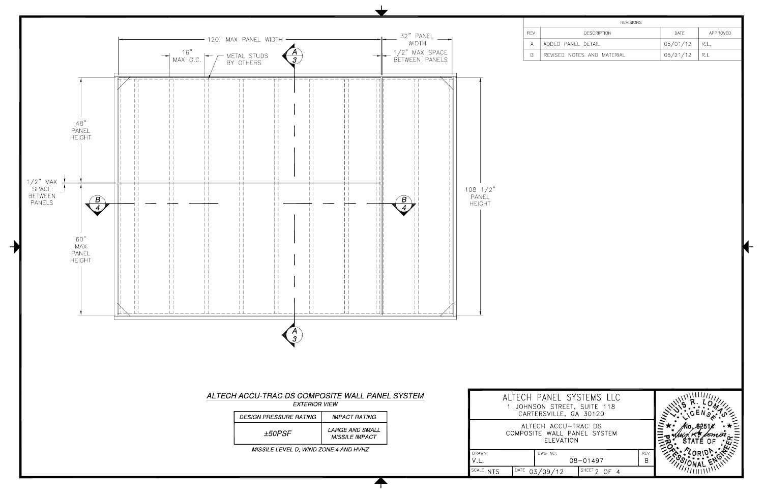| REVISIONS | | | |
|---|---|---|---|
| REV | DESCRIPTION | DATE | APPROVED |
| A | ADDED PANEL DETAIL | 05/01/12 | R.L. |
| B | REVISED NOTES AND MATERIAL | 05/21/12 | R.L. |

120" MAX PANEL WIDTH

32" PANEL WIDTH

16" MAX O.C.

METAL STUDS BY OTHERS

1/2" MAX SPACE BETWEEN PANELS

48" PANEL HEIGHT

1/2" MAX SPACE BETWEEN PANELS

60" MAX PANEL HEIGHT

108 1/2" PANEL HEIGHT

A/3

B/4

## ALTECH ACCU-TRAC DS COMPOSITE WALL PANEL SYSTEM

EXTERIOR VIEW

| DESIGN PRESSURE RATING | IMPACT RATING |
|---|---|
| ±50PSF | LARGE AND SMALL MISSILE IMPACT |

MISSILE LEVEL D, WIND ZONE 4 AND HVHZ

ALTECH PANEL SYSTEMS LLC
1 JOHNSON STREET, SUITE 118
CARTERSVILLE, GA 30120

ALTECH ACCU-TRAC DS
COMPOSITE WALL PANEL SYSTEM
ELEVATION

| DRAWN: | DWG NO. | REV |
|---|---|---|
| V.L. | 08-01497 | B |
| SCALE NTS | DATE 03/09/12 | SHEET 2 OF 4 |

LUIS R. LOMAS
LICENSE
No. 62514
STATE OF FLORIDA
PROFESSIONAL ENGINEER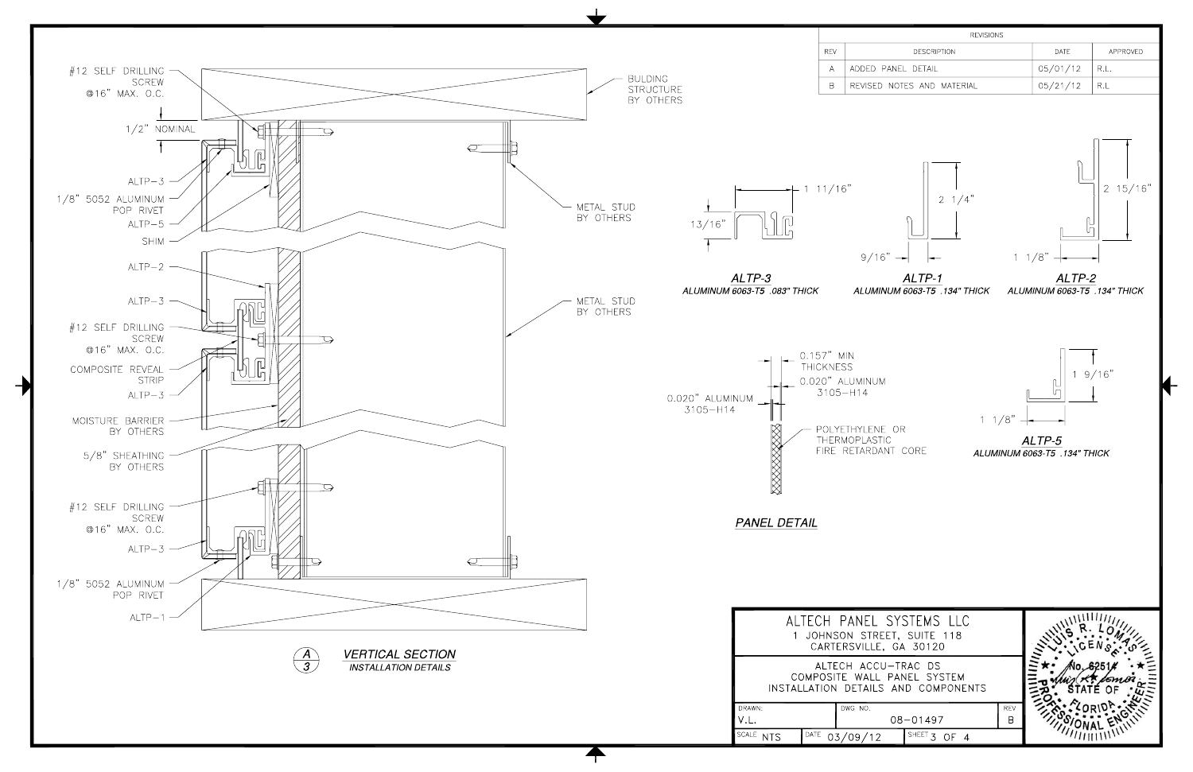| REVISIONS | | | |
|---|---|---|---|
| REV | DESCRIPTION | DATE | APPROVED |
| A | ADDED PANEL DETAIL | 05/01/12 | R.L. |
| B | REVISED NOTES AND MATERIAL | 05/21/12 | R.L |

#12 SELF DRILLING SCREW @16" MAX. O.C.

1/2" NOMINAL

ALTP-3

1/8" 5052 ALUMINUM POP RIVET

ALTP-5

SHIM

BUILDING STRUCTURE BY OTHERS

METAL STUD BY OTHERS

ALTP-2

ALTP-3

#12 SELF DRILLING SCREW @16" MAX. O.C.

COMPOSITE REVEAL STRIP

ALTP-3

MOISTURE BARRIER BY OTHERS

5/8" SHEATHING BY OTHERS

METAL STUD BY OTHERS

#12 SELF DRILLING SCREW @16" MAX. O.C.

ALTP-3

1/8" 5052 ALUMINUM POP RIVET

ALTP-1

A/3 **VERTICAL SECTION**
*INSTALLATION DETAILS*

1 11/16"

13/16"

**ALTP-3**
*ALUMINUM 6063-T5 .083" THICK*

2 1/4"

9/16"

**ALTP-1**
*ALUMINUM 6063-T5 .134" THICK*

2 15/16"

1 1/8"

**ALTP-2**
*ALUMINUM 6063-T5 .134" THICK*

0.157" MIN THICKNESS

0.020" ALUMINUM 3105-H14

0.020" ALUMINUM 3105-H14

POLYETHYLENE OR THERMOPLASTIC FIRE RETARDANT CORE

**PANEL DETAIL**

1 9/16"

1 1/8"

**ALTP-5**
*ALUMINUM 6063-T5 .134" THICK*

ALTECH PANEL SYSTEMS LLC
1 JOHNSON STREET, SUITE 118
CARTERSVILLE, GA 30120

ALTECH ACCU-TRAC DS
COMPOSITE WALL PANEL SYSTEM
INSTALLATION DETAILS AND COMPONENTS

| DRAWN: V.L. | DWG NO. 08-01497 | REV B |
|---|---|---|
| SCALE NTS | DATE 03/09/12 | SHEET 3 OF 4 |

LUIS R. LOMAS LICENSE No. 62514 STATE OF FLORIDA PROFESSIONAL ENGINEER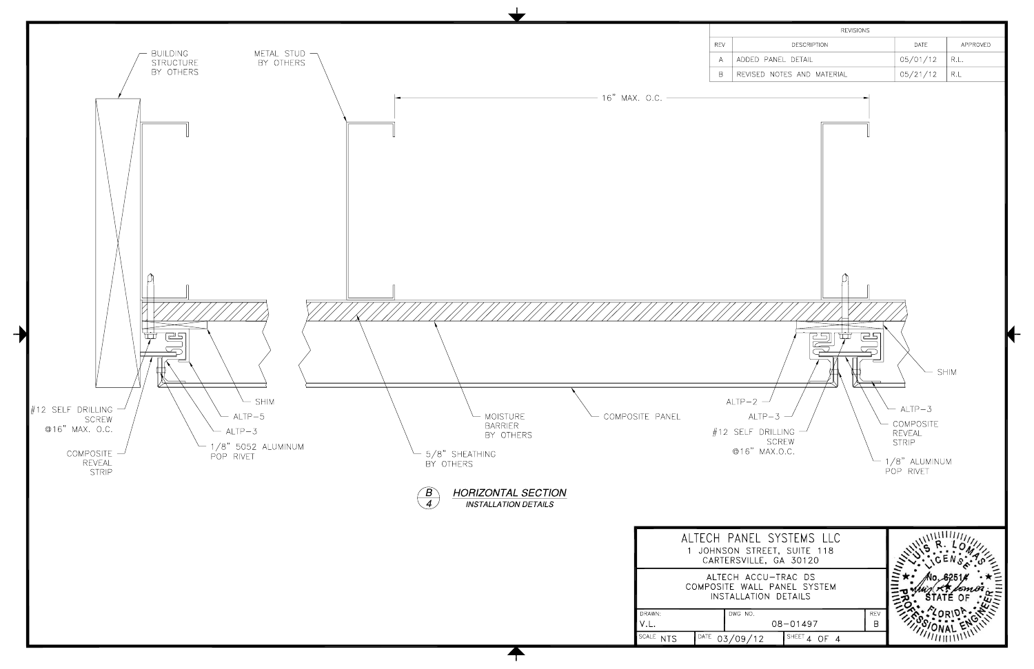| REVISIONS | | | |
|---|---|---|---|
| REV | DESCRIPTION | DATE | APPROVED |
| A | ADDED PANEL DETAIL | 05/01/12 | R.L. |
| B | REVISED NOTES AND MATERIAL | 05/21/12 | R.L |

BUILDING STRUCTURE BY OTHERS

METAL STUD BY OTHERS

16" MAX. O.C.

#12 SELF DRILLING SCREW @16" MAX. O.C.

COMPOSITE REVEAL STRIP

SHIM

ALTP-5

ALTP-3

1/8" 5052 ALUMINUM POP RIVET

MOISTURE BARRIER BY OTHERS

5/8" SHEATHING BY OTHERS

COMPOSITE PANEL

ALTP-2

ALTP-3

#12 SELF DRILLING SCREW @16" MAX.O.C.

SHIM

ALTP-3

COMPOSITE REVEAL STRIP

1/8" ALUMINUM POP RIVET

B/4 ***HORIZONTAL SECTION***
***INSTALLATION DETAILS***

ALTECH PANEL SYSTEMS LLC
1 JOHNSON STREET, SUITE 118
CARTERSVILLE, GA 30120

ALTECH ACCU-TRAC DS
COMPOSITE WALL PANEL SYSTEM
INSTALLATION DETAILS

| DRAWN: | DWG NO. | REV |
|---|---|---|
| V.L. | 08-01497 | B |
| SCALE NTS | DATE 03/09/12 | SHEET 4 OF 4 |

LUIS R. LOMAS
LICENSE
No. 62514
STATE OF FLORIDA
PROFESSIONAL ENGINEER